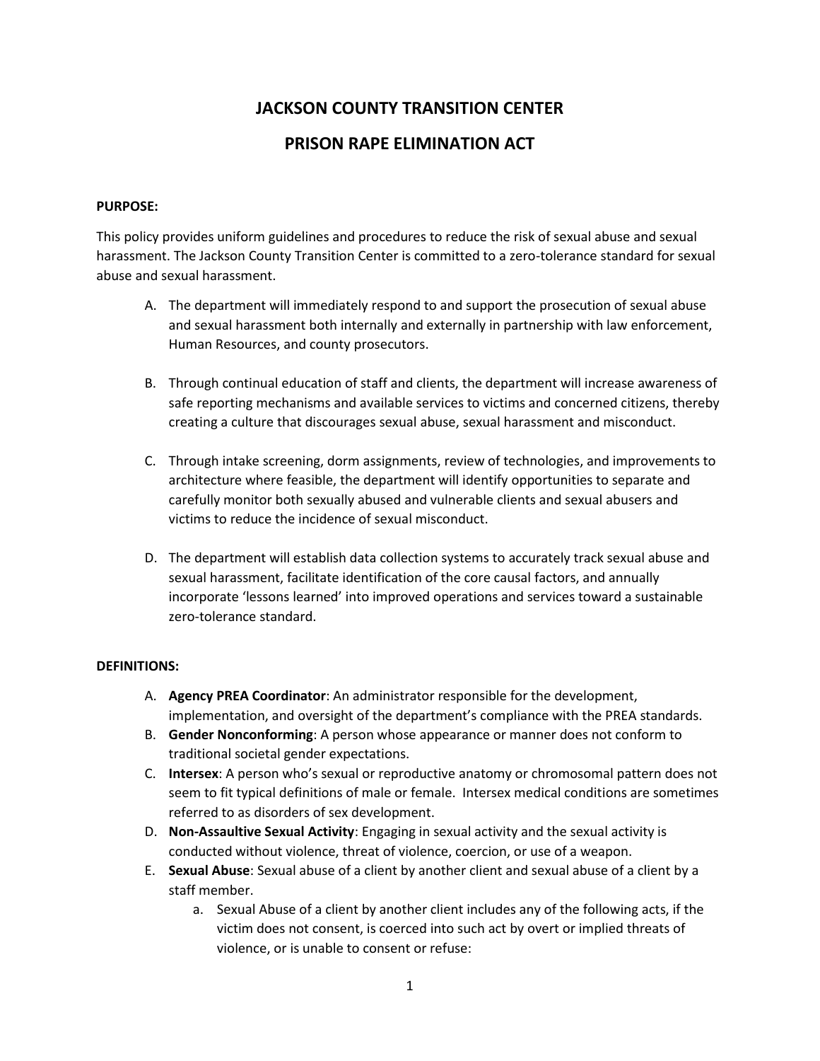# JACKSON COUNTY TRANSITION CENTER

# PRISON RAPE ELIMINATION ACT

**PURPOSE:**

This policy provides uniform guidelines and procedures to reduce the risk of sexual abuse and sexual harassment. The Jackson County Transition Center is committed to a zero-tolerance standard for sexual abuse and sexual harassment.

A. The department will immediately respond to and support the prosecution of sexual abuse and sexual harassment both internally and externally in partnership with law enforcement, Human Resources, and county prosecutors.

B. Through continual education of staff and clients, the department will increase awareness of safe reporting mechanisms and available services to victims and concerned citizens, thereby creating a culture that discourages sexual abuse, sexual harassment and misconduct.

C. Through intake screening, dorm assignments, review of technologies, and improvements to architecture where feasible, the department will identify opportunities to separate and carefully monitor both sexually abused and vulnerable clients and sexual abusers and victims to reduce the incidence of sexual misconduct.

D. The department will establish data collection systems to accurately track sexual abuse and sexual harassment, facilitate identification of the core causal factors, and annually incorporate 'lessons learned' into improved operations and services toward a sustainable zero-tolerance standard.

**DEFINITIONS:**

A. **Agency PREA Coordinator**: An administrator responsible for the development, implementation, and oversight of the department's compliance with the PREA standards.

B. **Gender Nonconforming**: A person whose appearance or manner does not conform to traditional societal gender expectations.

C. **Intersex**: A person who's sexual or reproductive anatomy or chromosomal pattern does not seem to fit typical definitions of male or female. Intersex medical conditions are sometimes referred to as disorders of sex development.

D. **Non-Assaultive Sexual Activity**: Engaging in sexual activity and the sexual activity is conducted without violence, threat of violence, coercion, or use of a weapon.

E. **Sexual Abuse**: Sexual abuse of a client by another client and sexual abuse of a client by a staff member.

   a. Sexual Abuse of a client by another client includes any of the following acts, if the victim does not consent, is coerced into such act by overt or implied threats of violence, or is unable to consent or refuse: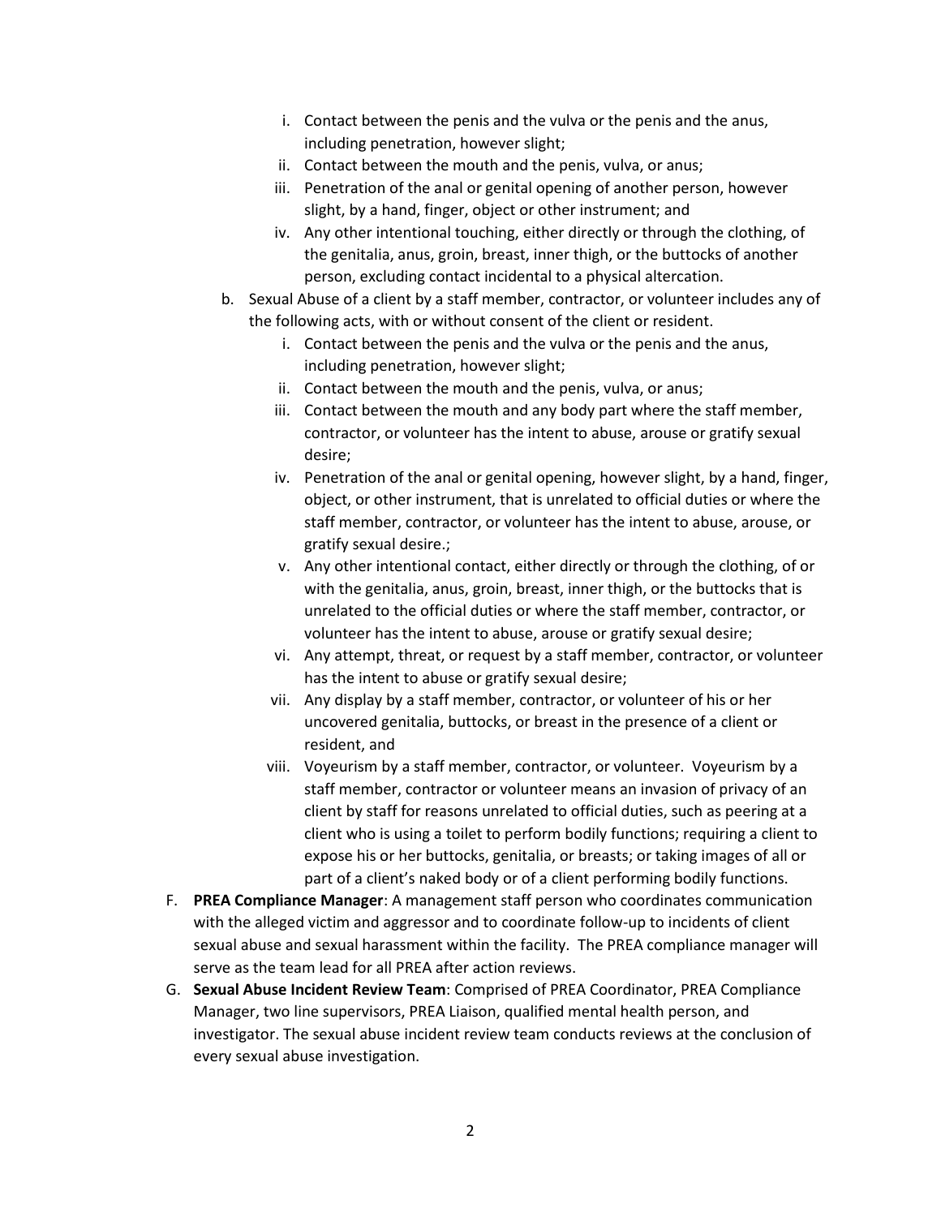i. Contact between the penis and the vulva or the penis and the anus, including penetration, however slight;
   ii. Contact between the mouth and the penis, vulva, or anus;
   iii. Penetration of the anal or genital opening of another person, however slight, by a hand, finger, object or other instrument; and
   iv. Any other intentional touching, either directly or through the clothing, of the genitalia, anus, groin, breast, inner thigh, or the buttocks of another person, excluding contact incidental to a physical altercation.

b. Sexual Abuse of a client by a staff member, contractor, or volunteer includes any of the following acts, with or without consent of the client or resident.
   i. Contact between the penis and the vulva or the penis and the anus, including penetration, however slight;
   ii. Contact between the mouth and the penis, vulva, or anus;
   iii. Contact between the mouth and any body part where the staff member, contractor, or volunteer has the intent to abuse, arouse or gratify sexual desire;
   iv. Penetration of the anal or genital opening, however slight, by a hand, finger, object, or other instrument, that is unrelated to official duties or where the staff member, contractor, or volunteer has the intent to abuse, arouse, or gratify sexual desire.;
   v. Any other intentional contact, either directly or through the clothing, of or with the genitalia, anus, groin, breast, inner thigh, or the buttocks that is unrelated to the official duties or where the staff member, contractor, or volunteer has the intent to abuse, arouse or gratify sexual desire;
   vi. Any attempt, threat, or request by a staff member, contractor, or volunteer has the intent to abuse or gratify sexual desire;
   vii. Any display by a staff member, contractor, or volunteer of his or her uncovered genitalia, buttocks, or breast in the presence of a client or resident, and
   viii. Voyeurism by a staff member, contractor, or volunteer. Voyeurism by a staff member, contractor or volunteer means an invasion of privacy of an client by staff for reasons unrelated to official duties, such as peering at a client who is using a toilet to perform bodily functions; requiring a client to expose his or her buttocks, genitalia, or breasts; or taking images of all or part of a client's naked body or of a client performing bodily functions.

F. **PREA Compliance Manager**: A management staff person who coordinates communication with the alleged victim and aggressor and to coordinate follow-up to incidents of client sexual abuse and sexual harassment within the facility. The PREA compliance manager will serve as the team lead for all PREA after action reviews.

G. **Sexual Abuse Incident Review Team**: Comprised of PREA Coordinator, PREA Compliance Manager, two line supervisors, PREA Liaison, qualified mental health person, and investigator. The sexual abuse incident review team conducts reviews at the conclusion of every sexual abuse investigation.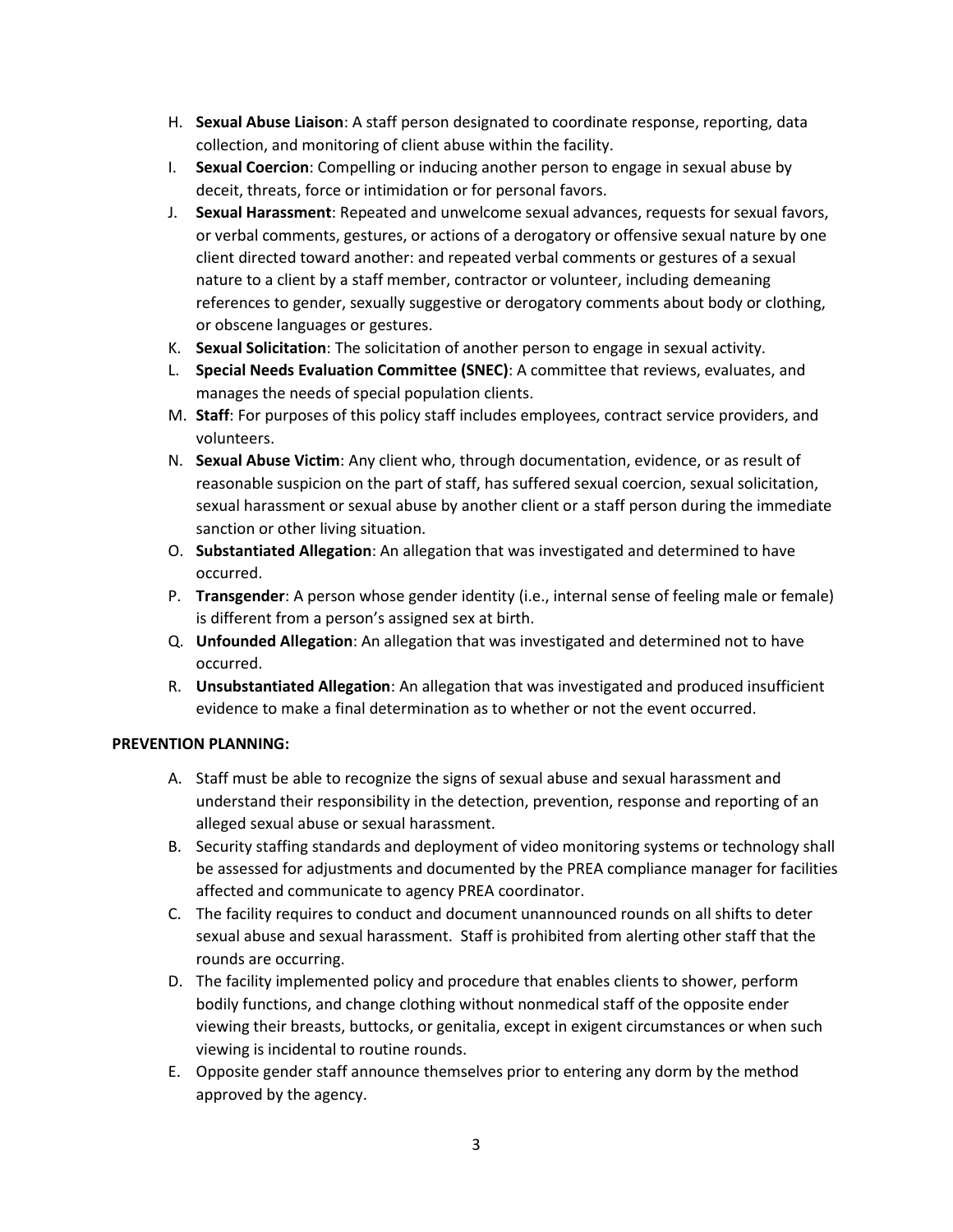H. **Sexual Abuse Liaison**: A staff person designated to coordinate response, reporting, data collection, and monitoring of client abuse within the facility.

I. **Sexual Coercion**: Compelling or inducing another person to engage in sexual abuse by deceit, threats, force or intimidation or for personal favors.

J. **Sexual Harassment**: Repeated and unwelcome sexual advances, requests for sexual favors, or verbal comments, gestures, or actions of a derogatory or offensive sexual nature by one client directed toward another: and repeated verbal comments or gestures of a sexual nature to a client by a staff member, contractor or volunteer, including demeaning references to gender, sexually suggestive or derogatory comments about body or clothing, or obscene languages or gestures.

K. **Sexual Solicitation**: The solicitation of another person to engage in sexual activity.

L. **Special Needs Evaluation Committee (SNEC)**: A committee that reviews, evaluates, and manages the needs of special population clients.

M. **Staff**: For purposes of this policy staff includes employees, contract service providers, and volunteers.

N. **Sexual Abuse Victim**: Any client who, through documentation, evidence, or as result of reasonable suspicion on the part of staff, has suffered sexual coercion, sexual solicitation, sexual harassment or sexual abuse by another client or a staff person during the immediate sanction or other living situation.

O. **Substantiated Allegation**: An allegation that was investigated and determined to have occurred.

P. **Transgender**: A person whose gender identity (i.e., internal sense of feeling male or female) is different from a person's assigned sex at birth.

Q. **Unfounded Allegation**: An allegation that was investigated and determined not to have occurred.

R. **Unsubstantiated Allegation**: An allegation that was investigated and produced insufficient evidence to make a final determination as to whether or not the event occurred.

**PREVENTION PLANNING:**

A. Staff must be able to recognize the signs of sexual abuse and sexual harassment and understand their responsibility in the detection, prevention, response and reporting of an alleged sexual abuse or sexual harassment.

B. Security staffing standards and deployment of video monitoring systems or technology shall be assessed for adjustments and documented by the PREA compliance manager for facilities affected and communicate to agency PREA coordinator.

C. The facility requires to conduct and document unannounced rounds on all shifts to deter sexual abuse and sexual harassment. Staff is prohibited from alerting other staff that the rounds are occurring.

D. The facility implemented policy and procedure that enables clients to shower, perform bodily functions, and change clothing without nonmedical staff of the opposite ender viewing their breasts, buttocks, or genitalia, except in exigent circumstances or when such viewing is incidental to routine rounds.

E. Opposite gender staff announce themselves prior to entering any dorm by the method approved by the agency.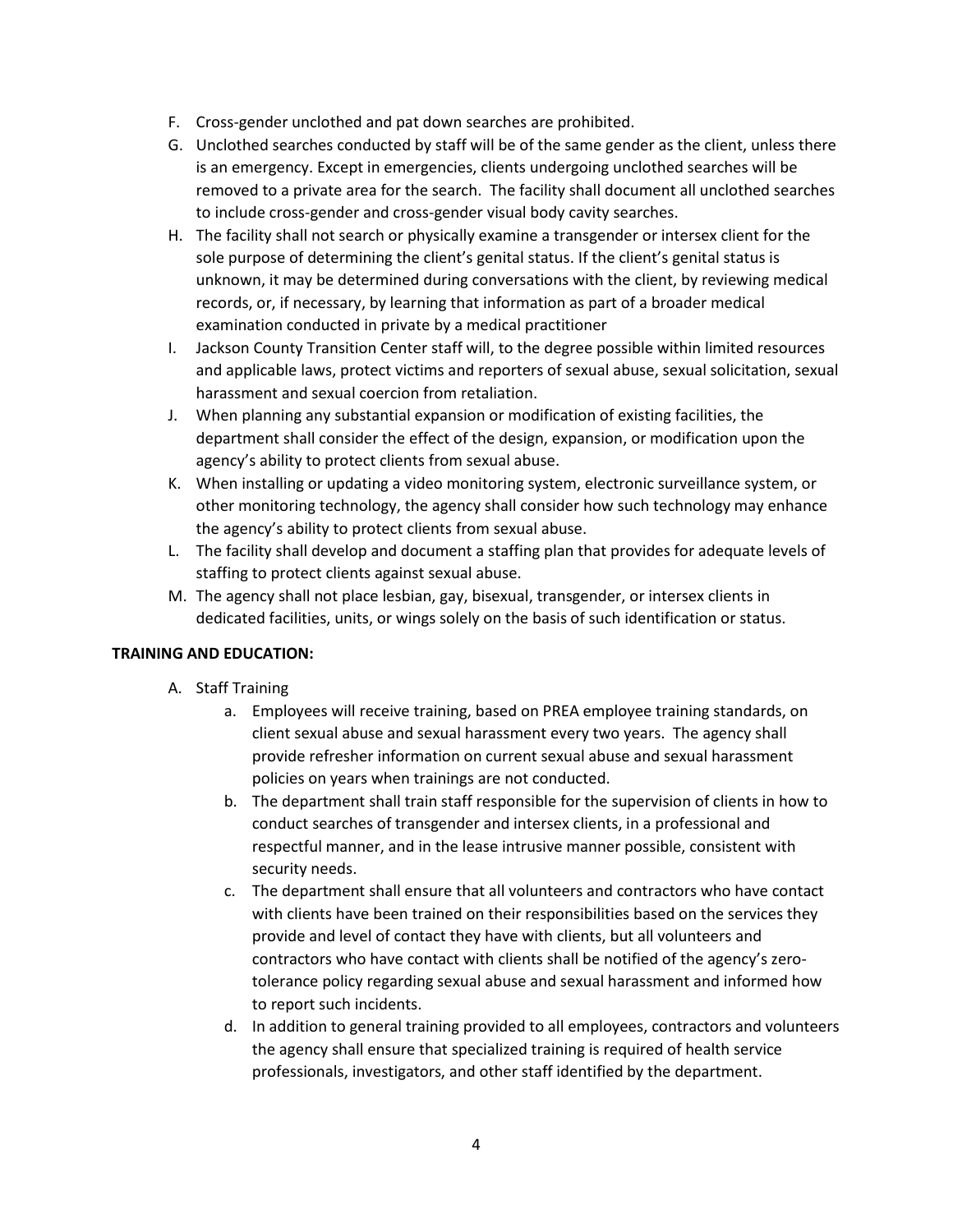F. Cross-gender unclothed and pat down searches are prohibited.

G. Unclothed searches conducted by staff will be of the same gender as the client, unless there is an emergency. Except in emergencies, clients undergoing unclothed searches will be removed to a private area for the search. The facility shall document all unclothed searches to include cross-gender and cross-gender visual body cavity searches.

H. The facility shall not search or physically examine a transgender or intersex client for the sole purpose of determining the client's genital status. If the client's genital status is unknown, it may be determined during conversations with the client, by reviewing medical records, or, if necessary, by learning that information as part of a broader medical examination conducted in private by a medical practitioner

I. Jackson County Transition Center staff will, to the degree possible within limited resources and applicable laws, protect victims and reporters of sexual abuse, sexual solicitation, sexual harassment and sexual coercion from retaliation.

J. When planning any substantial expansion or modification of existing facilities, the department shall consider the effect of the design, expansion, or modification upon the agency's ability to protect clients from sexual abuse.

K. When installing or updating a video monitoring system, electronic surveillance system, or other monitoring technology, the agency shall consider how such technology may enhance the agency's ability to protect clients from sexual abuse.

L. The facility shall develop and document a staffing plan that provides for adequate levels of staffing to protect clients against sexual abuse.

M. The agency shall not place lesbian, gay, bisexual, transgender, or intersex clients in dedicated facilities, units, or wings solely on the basis of such identification or status.

**TRAINING AND EDUCATION:**

A. Staff Training

   a. Employees will receive training, based on PREA employee training standards, on client sexual abuse and sexual harassment every two years. The agency shall provide refresher information on current sexual abuse and sexual harassment policies on years when trainings are not conducted.

   b. The department shall train staff responsible for the supervision of clients in how to conduct searches of transgender and intersex clients, in a professional and respectful manner, and in the lease intrusive manner possible, consistent with security needs.

   c. The department shall ensure that all volunteers and contractors who have contact with clients have been trained on their responsibilities based on the services they provide and level of contact they have with clients, but all volunteers and contractors who have contact with clients shall be notified of the agency's zero-tolerance policy regarding sexual abuse and sexual harassment and informed how to report such incidents.

   d. In addition to general training provided to all employees, contractors and volunteers the agency shall ensure that specialized training is required of health service professionals, investigators, and other staff identified by the department.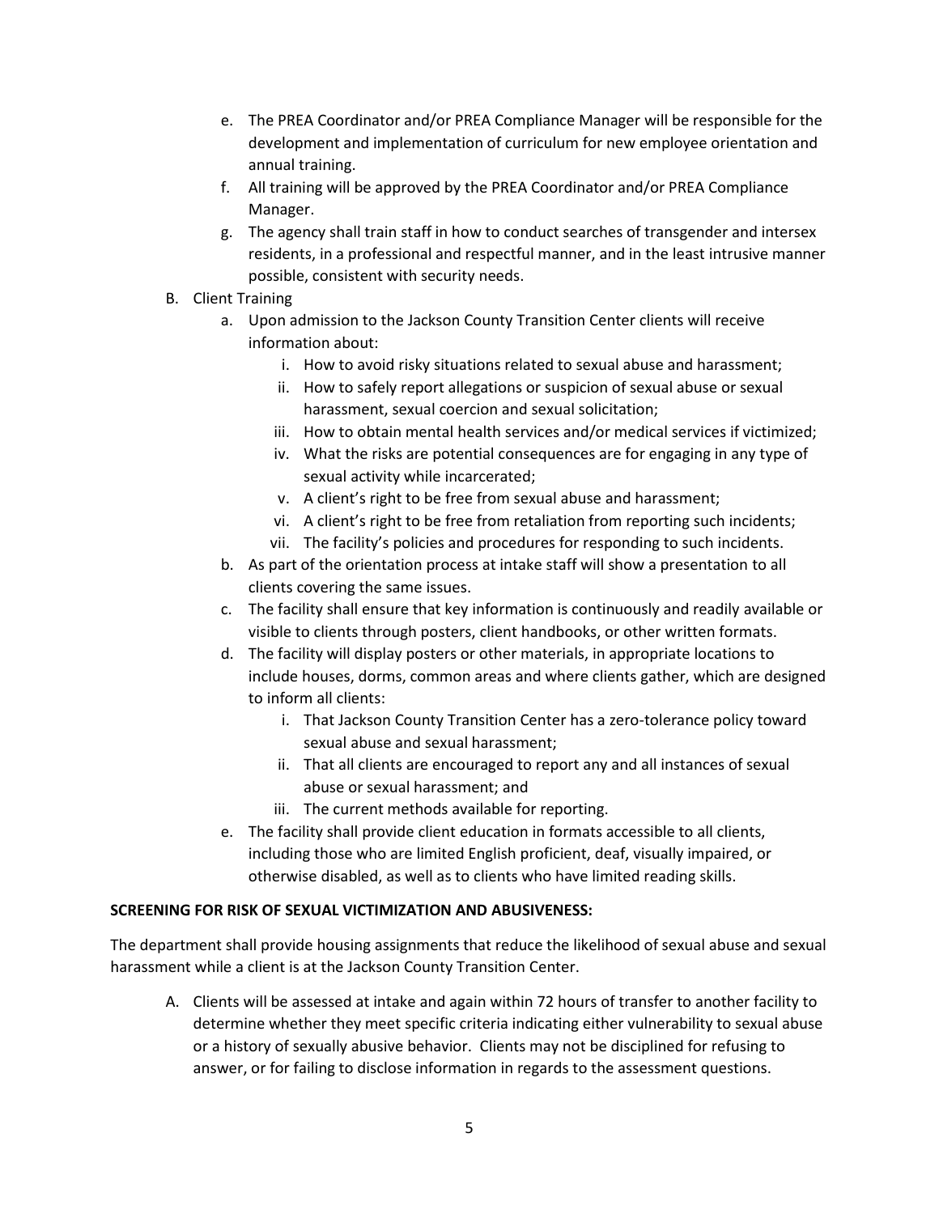e. The PREA Coordinator and/or PREA Compliance Manager will be responsible for the development and implementation of curriculum for new employee orientation and annual training.
f. All training will be approved by the PREA Coordinator and/or PREA Compliance Manager.
g. The agency shall train staff in how to conduct searches of transgender and intersex residents, in a professional and respectful manner, and in the least intrusive manner possible, consistent with security needs.

B. Client Training
   a. Upon admission to the Jackson County Transition Center clients will receive information about:
      i. How to avoid risky situations related to sexual abuse and harassment;
      ii. How to safely report allegations or suspicion of sexual abuse or sexual harassment, sexual coercion and sexual solicitation;
      iii. How to obtain mental health services and/or medical services if victimized;
      iv. What the risks are potential consequences are for engaging in any type of sexual activity while incarcerated;
      v. A client's right to be free from sexual abuse and harassment;
      vi. A client's right to be free from retaliation from reporting such incidents;
      vii. The facility's policies and procedures for responding to such incidents.
   b. As part of the orientation process at intake staff will show a presentation to all clients covering the same issues.
   c. The facility shall ensure that key information is continuously and readily available or visible to clients through posters, client handbooks, or other written formats.
   d. The facility will display posters or other materials, in appropriate locations to include houses, dorms, common areas and where clients gather, which are designed to inform all clients:
      i. That Jackson County Transition Center has a zero-tolerance policy toward sexual abuse and sexual harassment;
      ii. That all clients are encouraged to report any and all instances of sexual abuse or sexual harassment; and
      iii. The current methods available for reporting.
   e. The facility shall provide client education in formats accessible to all clients, including those who are limited English proficient, deaf, visually impaired, or otherwise disabled, as well as to clients who have limited reading skills.

**SCREENING FOR RISK OF SEXUAL VICTIMIZATION AND ABUSIVENESS:**

The department shall provide housing assignments that reduce the likelihood of sexual abuse and sexual harassment while a client is at the Jackson County Transition Center.

A. Clients will be assessed at intake and again within 72 hours of transfer to another facility to determine whether they meet specific criteria indicating either vulnerability to sexual abuse or a history of sexually abusive behavior. Clients may not be disciplined for refusing to answer, or for failing to disclose information in regards to the assessment questions.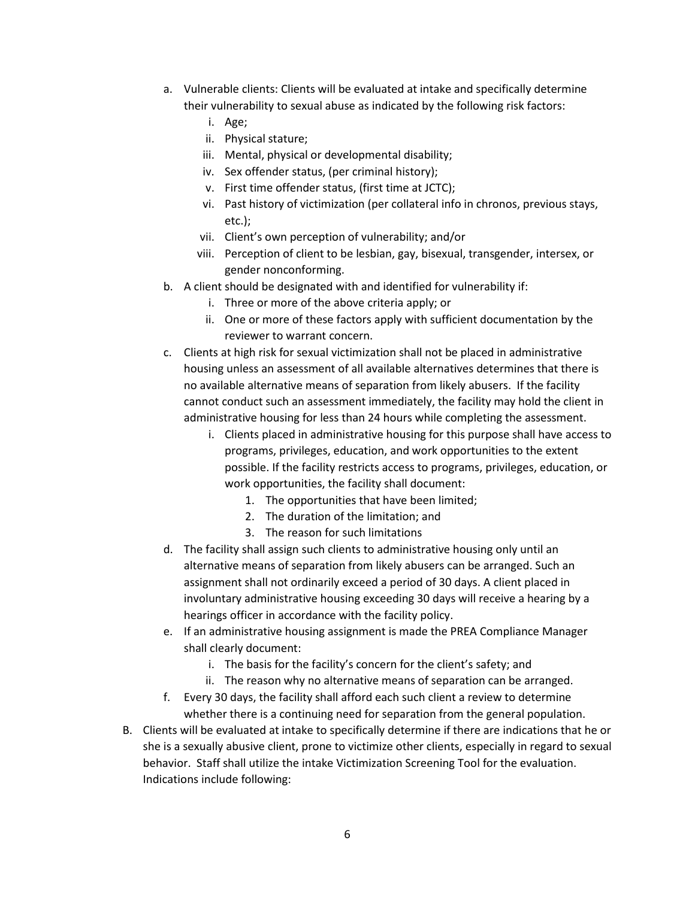a. Vulnerable clients: Clients will be evaluated at intake and specifically determine their vulnerability to sexual abuse as indicated by the following risk factors:
    i. Age;
    ii. Physical stature;
    iii. Mental, physical or developmental disability;
    iv. Sex offender status, (per criminal history);
    v. First time offender status, (first time at JCTC);
    vi. Past history of victimization (per collateral info in chronos, previous stays, etc.);
    vii. Client's own perception of vulnerability; and/or
    viii. Perception of client to be lesbian, gay, bisexual, transgender, intersex, or gender nonconforming.

b. A client should be designated with and identified for vulnerability if:
    i. Three or more of the above criteria apply; or
    ii. One or more of these factors apply with sufficient documentation by the reviewer to warrant concern.

c. Clients at high risk for sexual victimization shall not be placed in administrative housing unless an assessment of all available alternatives determines that there is no available alternative means of separation from likely abusers. If the facility cannot conduct such an assessment immediately, the facility may hold the client in administrative housing for less than 24 hours while completing the assessment.
    i. Clients placed in administrative housing for this purpose shall have access to programs, privileges, education, and work opportunities to the extent possible. If the facility restricts access to programs, privileges, education, or work opportunities, the facility shall document:
        1. The opportunities that have been limited;
        2. The duration of the limitation; and
        3. The reason for such limitations

d. The facility shall assign such clients to administrative housing only until an alternative means of separation from likely abusers can be arranged. Such an assignment shall not ordinarily exceed a period of 30 days. A client placed in involuntary administrative housing exceeding 30 days will receive a hearing by a hearings officer in accordance with the facility policy.

e. If an administrative housing assignment is made the PREA Compliance Manager shall clearly document:
    i. The basis for the facility's concern for the client's safety; and
    ii. The reason why no alternative means of separation can be arranged.

f. Every 30 days, the facility shall afford each such client a review to determine whether there is a continuing need for separation from the general population.

B. Clients will be evaluated at intake to specifically determine if there are indications that he or she is a sexually abusive client, prone to victimize other clients, especially in regard to sexual behavior. Staff shall utilize the intake Victimization Screening Tool for the evaluation. Indications include following: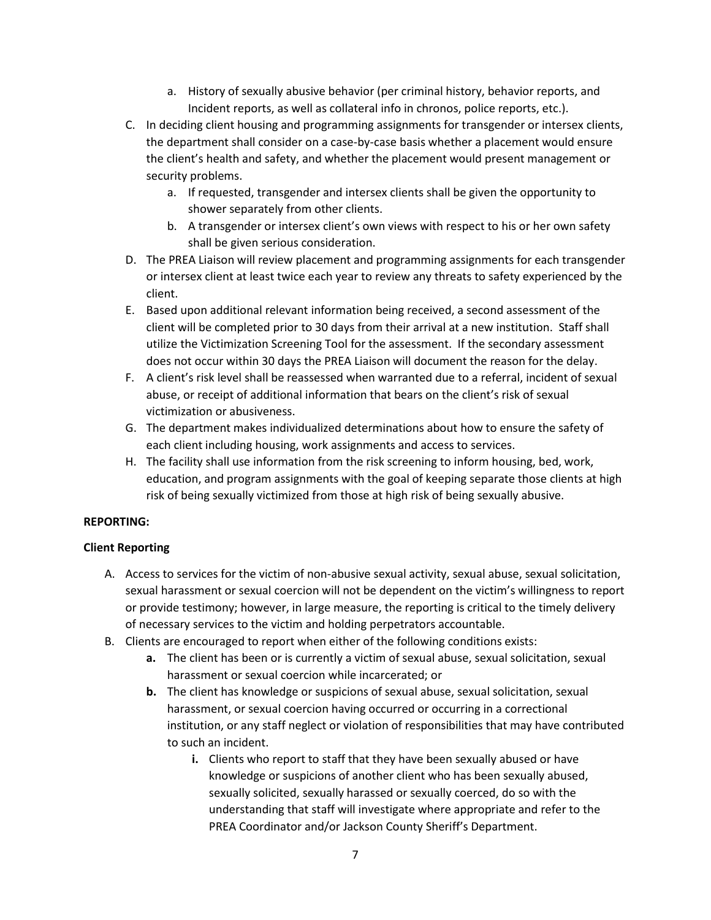a. History of sexually abusive behavior (per criminal history, behavior reports, and Incident reports, as well as collateral info in chronos, police reports, etc.).

C. In deciding client housing and programming assignments for transgender or intersex clients, the department shall consider on a case-by-case basis whether a placement would ensure the client's health and safety, and whether the placement would present management or security problems.
   a. If requested, transgender and intersex clients shall be given the opportunity to shower separately from other clients.
   b. A transgender or intersex client's own views with respect to his or her own safety shall be given serious consideration.
D. The PREA Liaison will review placement and programming assignments for each transgender or intersex client at least twice each year to review any threats to safety experienced by the client.
E. Based upon additional relevant information being received, a second assessment of the client will be completed prior to 30 days from their arrival at a new institution. Staff shall utilize the Victimization Screening Tool for the assessment. If the secondary assessment does not occur within 30 days the PREA Liaison will document the reason for the delay.
F. A client's risk level shall be reassessed when warranted due to a referral, incident of sexual abuse, or receipt of additional information that bears on the client's risk of sexual victimization or abusiveness.
G. The department makes individualized determinations about how to ensure the safety of each client including housing, work assignments and access to services.
H. The facility shall use information from the risk screening to inform housing, bed, work, education, and program assignments with the goal of keeping separate those clients at high risk of being sexually victimized from those at high risk of being sexually abusive.

**REPORTING:**

**Client Reporting**

A. Access to services for the victim of non-abusive sexual activity, sexual abuse, sexual solicitation, sexual harassment or sexual coercion will not be dependent on the victim's willingness to report or provide testimony; however, in large measure, the reporting is critical to the timely delivery of necessary services to the victim and holding perpetrators accountable.
B. Clients are encouraged to report when either of the following conditions exists:
   **a.** The client has been or is currently a victim of sexual abuse, sexual solicitation, sexual harassment or sexual coercion while incarcerated; or
   **b.** The client has knowledge or suspicions of sexual abuse, sexual solicitation, sexual harassment, or sexual coercion having occurred or occurring in a correctional institution, or any staff neglect or violation of responsibilities that may have contributed to such an incident.
      **i.** Clients who report to staff that they have been sexually abused or have knowledge or suspicions of another client who has been sexually abused, sexually solicited, sexually harassed or sexually coerced, do so with the understanding that staff will investigate where appropriate and refer to the PREA Coordinator and/or Jackson County Sheriff's Department.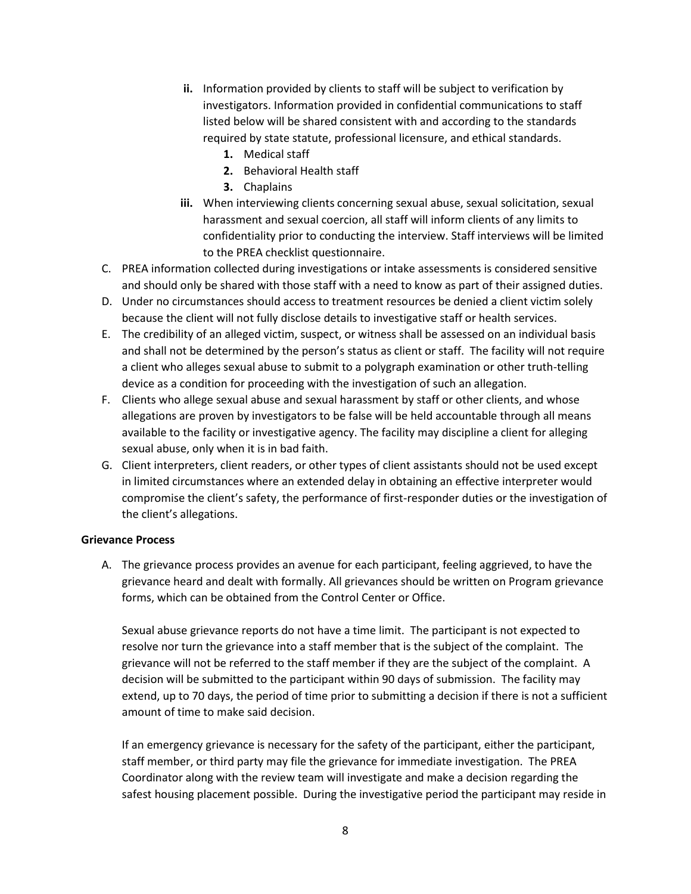ii. Information provided by clients to staff will be subject to verification by investigators. Information provided in confidential communications to staff listed below will be shared consistent with and according to the standards required by state statute, professional licensure, and ethical standards.
      1. Medical staff
      2. Behavioral Health staff
      3. Chaplains
   iii. When interviewing clients concerning sexual abuse, sexual solicitation, sexual harassment and sexual coercion, all staff will inform clients of any limits to confidentiality prior to conducting the interview. Staff interviews will be limited to the PREA checklist questionnaire.

C. PREA information collected during investigations or intake assessments is considered sensitive and should only be shared with those staff with a need to know as part of their assigned duties.

D. Under no circumstances should access to treatment resources be denied a client victim solely because the client will not fully disclose details to investigative staff or health services.

E. The credibility of an alleged victim, suspect, or witness shall be assessed on an individual basis and shall not be determined by the person's status as client or staff. The facility will not require a client who alleges sexual abuse to submit to a polygraph examination or other truth-telling device as a condition for proceeding with the investigation of such an allegation.

F. Clients who allege sexual abuse and sexual harassment by staff or other clients, and whose allegations are proven by investigators to be false will be held accountable through all means available to the facility or investigative agency. The facility may discipline a client for alleging sexual abuse, only when it is in bad faith.

G. Client interpreters, client readers, or other types of client assistants should not be used except in limited circumstances where an extended delay in obtaining an effective interpreter would compromise the client's safety, the performance of first-responder duties or the investigation of the client's allegations.

**Grievance Process**

A. The grievance process provides an avenue for each participant, feeling aggrieved, to have the grievance heard and dealt with formally. All grievances should be written on Program grievance forms, which can be obtained from the Control Center or Office.

   Sexual abuse grievance reports do not have a time limit. The participant is not expected to resolve nor turn the grievance into a staff member that is the subject of the complaint. The grievance will not be referred to the staff member if they are the subject of the complaint. A decision will be submitted to the participant within 90 days of submission. The facility may extend, up to 70 days, the period of time prior to submitting a decision if there is not a sufficient amount of time to make said decision.

   If an emergency grievance is necessary for the safety of the participant, either the participant, staff member, or third party may file the grievance for immediate investigation. The PREA Coordinator along with the review team will investigate and make a decision regarding the safest housing placement possible. During the investigative period the participant may reside in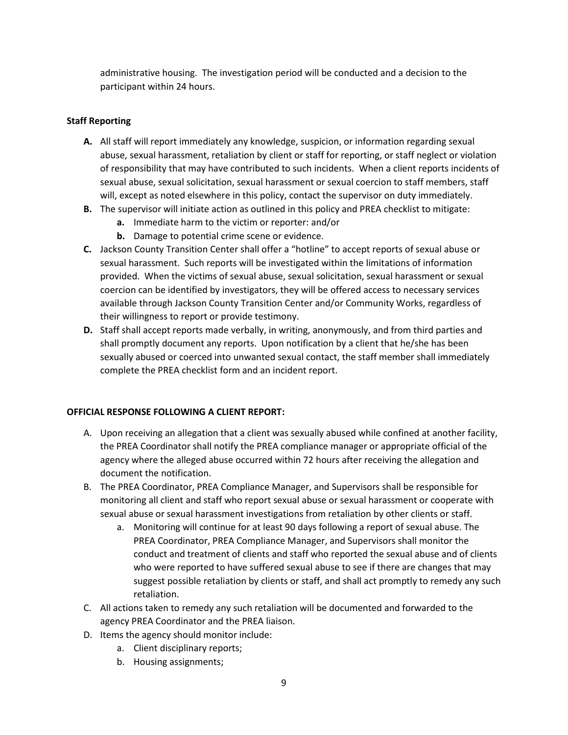administrative housing. The investigation period will be conducted and a decision to the participant within 24 hours.

**Staff Reporting**

**A.** All staff will report immediately any knowledge, suspicion, or information regarding sexual abuse, sexual harassment, retaliation by client or staff for reporting, or staff neglect or violation of responsibility that may have contributed to such incidents. When a client reports incidents of sexual abuse, sexual solicitation, sexual harassment or sexual coercion to staff members, staff will, except as noted elsewhere in this policy, contact the supervisor on duty immediately.

**B.** The supervisor will initiate action as outlined in this policy and PREA checklist to mitigate:

   **a.** Immediate harm to the victim or reporter: and/or

   **b.** Damage to potential crime scene or evidence.

**C.** Jackson County Transition Center shall offer a "hotline" to accept reports of sexual abuse or sexual harassment. Such reports will be investigated within the limitations of information provided. When the victims of sexual abuse, sexual solicitation, sexual harassment or sexual coercion can be identified by investigators, they will be offered access to necessary services available through Jackson County Transition Center and/or Community Works, regardless of their willingness to report or provide testimony.

**D.** Staff shall accept reports made verbally, in writing, anonymously, and from third parties and shall promptly document any reports. Upon notification by a client that he/she has been sexually abused or coerced into unwanted sexual contact, the staff member shall immediately complete the PREA checklist form and an incident report.

**OFFICIAL RESPONSE FOLLOWING A CLIENT REPORT:**

A. Upon receiving an allegation that a client was sexually abused while confined at another facility, the PREA Coordinator shall notify the PREA compliance manager or appropriate official of the agency where the alleged abuse occurred within 72 hours after receiving the allegation and document the notification.

B. The PREA Coordinator, PREA Compliance Manager, and Supervisors shall be responsible for monitoring all client and staff who report sexual abuse or sexual harassment or cooperate with sexual abuse or sexual harassment investigations from retaliation by other clients or staff.

   a. Monitoring will continue for at least 90 days following a report of sexual abuse. The PREA Coordinator, PREA Compliance Manager, and Supervisors shall monitor the conduct and treatment of clients and staff who reported the sexual abuse and of clients who were reported to have suffered sexual abuse to see if there are changes that may suggest possible retaliation by clients or staff, and shall act promptly to remedy any such retaliation.

C. All actions taken to remedy any such retaliation will be documented and forwarded to the agency PREA Coordinator and the PREA liaison.

D. Items the agency should monitor include:

   a. Client disciplinary reports;

   b. Housing assignments;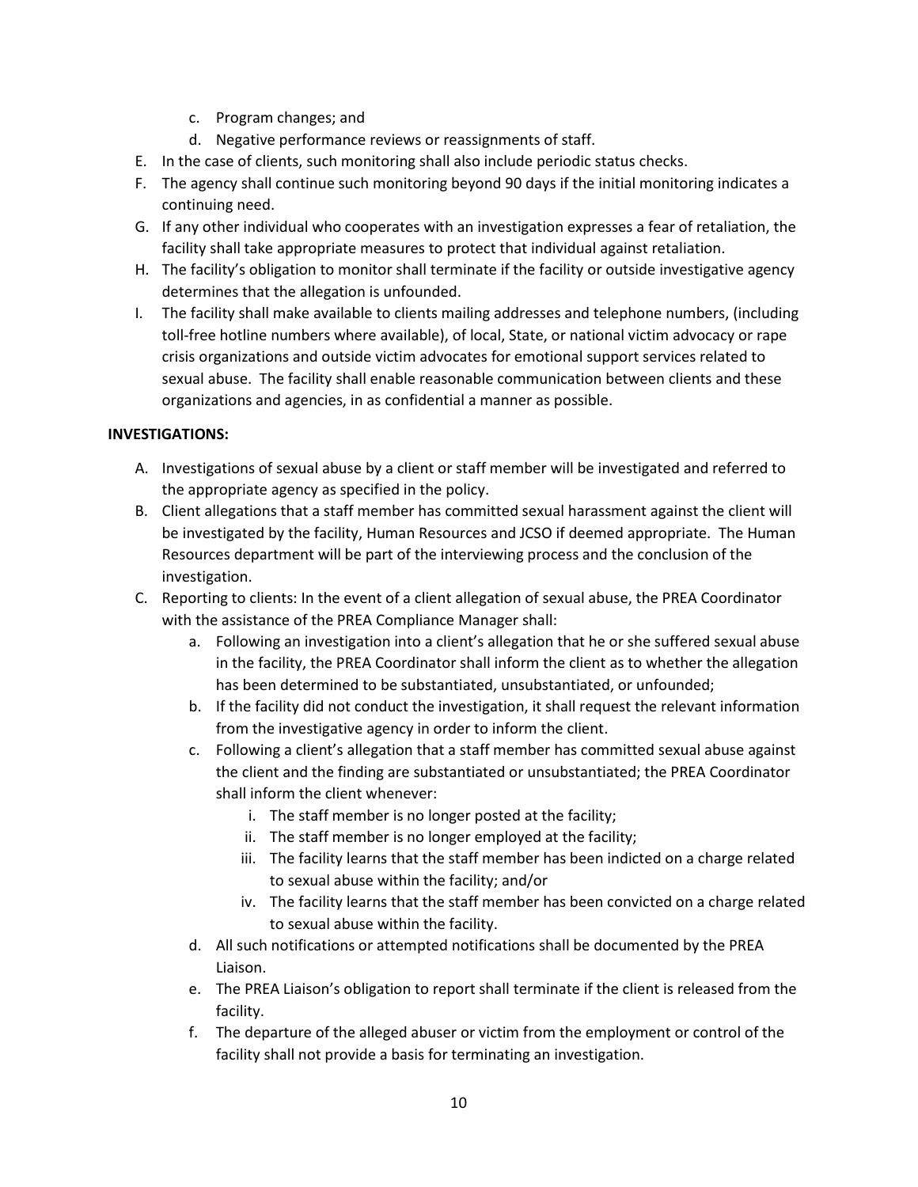c. Program changes; and
   d. Negative performance reviews or reassignments of staff.

E. In the case of clients, such monitoring shall also include periodic status checks.
F. The agency shall continue such monitoring beyond 90 days if the initial monitoring indicates a continuing need.
G. If any other individual who cooperates with an investigation expresses a fear of retaliation, the facility shall take appropriate measures to protect that individual against retaliation.
H. The facility's obligation to monitor shall terminate if the facility or outside investigative agency determines that the allegation is unfounded.
I. The facility shall make available to clients mailing addresses and telephone numbers, (including toll-free hotline numbers where available), of local, State, or national victim advocacy or rape crisis organizations and outside victim advocates for emotional support services related to sexual abuse. The facility shall enable reasonable communication between clients and these organizations and agencies, in as confidential a manner as possible.

**INVESTIGATIONS:**

A. Investigations of sexual abuse by a client or staff member will be investigated and referred to the appropriate agency as specified in the policy.
B. Client allegations that a staff member has committed sexual harassment against the client will be investigated by the facility, Human Resources and JCSO if deemed appropriate. The Human Resources department will be part of the interviewing process and the conclusion of the investigation.
C. Reporting to clients: In the event of a client allegation of sexual abuse, the PREA Coordinator with the assistance of the PREA Compliance Manager shall:
   a. Following an investigation into a client's allegation that he or she suffered sexual abuse in the facility, the PREA Coordinator shall inform the client as to whether the allegation has been determined to be substantiated, unsubstantiated, or unfounded;
   b. If the facility did not conduct the investigation, it shall request the relevant information from the investigative agency in order to inform the client.
   c. Following a client's allegation that a staff member has committed sexual abuse against the client and the finding are substantiated or unsubstantiated; the PREA Coordinator shall inform the client whenever:
      i. The staff member is no longer posted at the facility;
      ii. The staff member is no longer employed at the facility;
      iii. The facility learns that the staff member has been indicted on a charge related to sexual abuse within the facility; and/or
      iv. The facility learns that the staff member has been convicted on a charge related to sexual abuse within the facility.
   d. All such notifications or attempted notifications shall be documented by the PREA Liaison.
   e. The PREA Liaison's obligation to report shall terminate if the client is released from the facility.
   f. The departure of the alleged abuser or victim from the employment or control of the facility shall not provide a basis for terminating an investigation.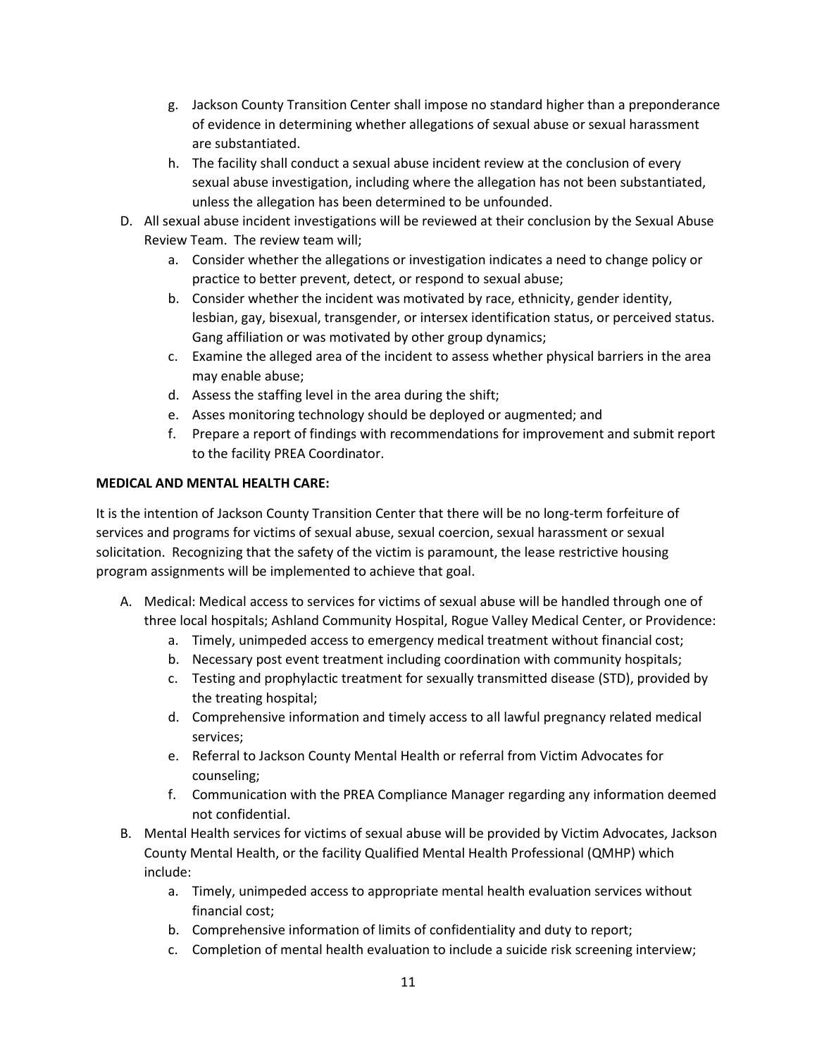g. Jackson County Transition Center shall impose no standard higher than a preponderance of evidence in determining whether allegations of sexual abuse or sexual harassment are substantiated.
h. The facility shall conduct a sexual abuse incident review at the conclusion of every sexual abuse investigation, including where the allegation has not been substantiated, unless the allegation has been determined to be unfounded.

D. All sexual abuse incident investigations will be reviewed at their conclusion by the Sexual Abuse Review Team. The review team will;
   a. Consider whether the allegations or investigation indicates a need to change policy or practice to better prevent, detect, or respond to sexual abuse;
   b. Consider whether the incident was motivated by race, ethnicity, gender identity, lesbian, gay, bisexual, transgender, or intersex identification status, or perceived status. Gang affiliation or was motivated by other group dynamics;
   c. Examine the alleged area of the incident to assess whether physical barriers in the area may enable abuse;
   d. Assess the staffing level in the area during the shift;
   e. Asses monitoring technology should be deployed or augmented; and
   f. Prepare a report of findings with recommendations for improvement and submit report to the facility PREA Coordinator.

**MEDICAL AND MENTAL HEALTH CARE:**

It is the intention of Jackson County Transition Center that there will be no long-term forfeiture of services and programs for victims of sexual abuse, sexual coercion, sexual harassment or sexual solicitation. Recognizing that the safety of the victim is paramount, the lease restrictive housing program assignments will be implemented to achieve that goal.

A. Medical: Medical access to services for victims of sexual abuse will be handled through one of three local hospitals; Ashland Community Hospital, Rogue Valley Medical Center, or Providence:
   a. Timely, unimpeded access to emergency medical treatment without financial cost;
   b. Necessary post event treatment including coordination with community hospitals;
   c. Testing and prophylactic treatment for sexually transmitted disease (STD), provided by the treating hospital;
   d. Comprehensive information and timely access to all lawful pregnancy related medical services;
   e. Referral to Jackson County Mental Health or referral from Victim Advocates for counseling;
   f. Communication with the PREA Compliance Manager regarding any information deemed not confidential.
B. Mental Health services for victims of sexual abuse will be provided by Victim Advocates, Jackson County Mental Health, or the facility Qualified Mental Health Professional (QMHP) which include:
   a. Timely, unimpeded access to appropriate mental health evaluation services without financial cost;
   b. Comprehensive information of limits of confidentiality and duty to report;
   c. Completion of mental health evaluation to include a suicide risk screening interview;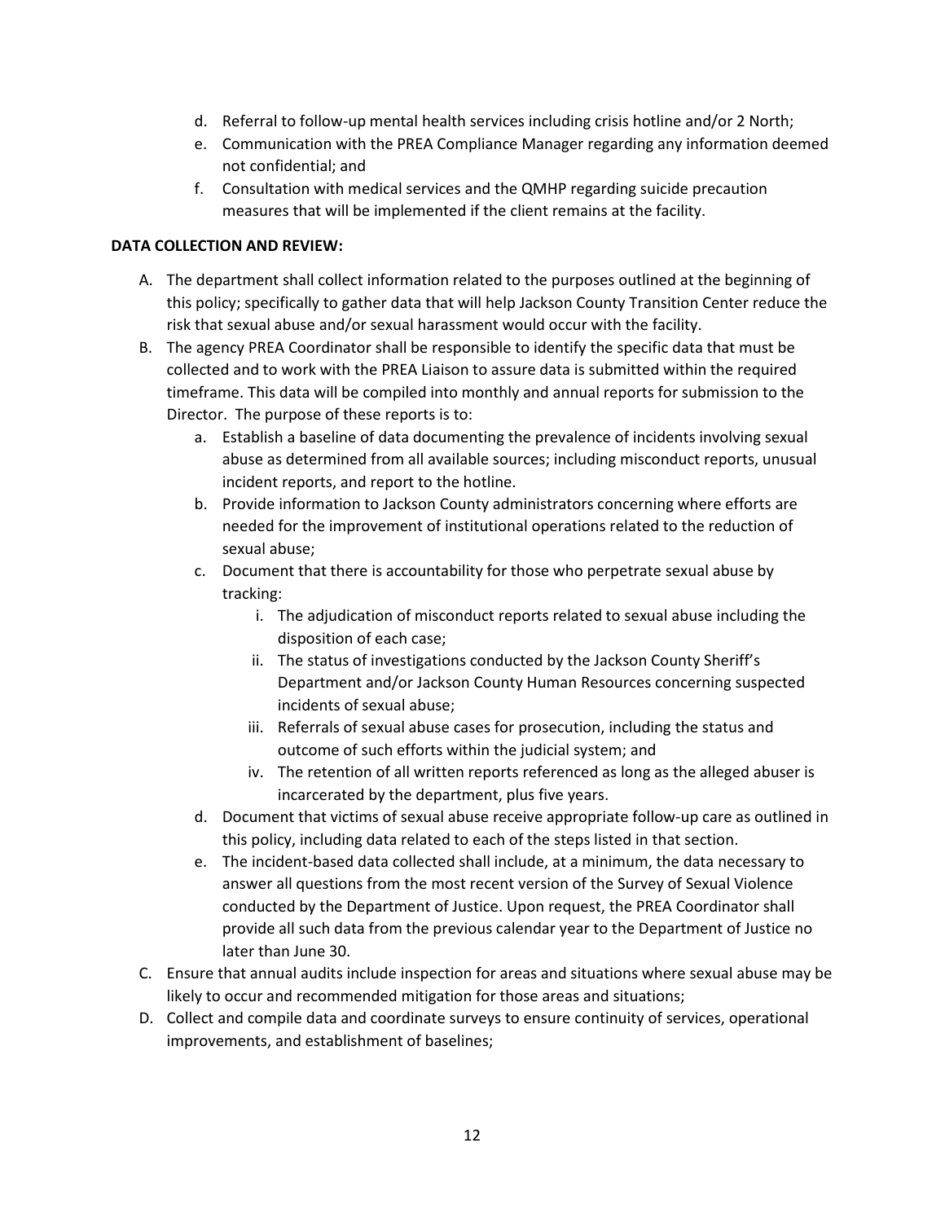d. Referral to follow-up mental health services including crisis hotline and/or 2 North;
e. Communication with the PREA Compliance Manager regarding any information deemed not confidential; and
f. Consultation with medical services and the QMHP regarding suicide precaution measures that will be implemented if the client remains at the facility.

**DATA COLLECTION AND REVIEW:**

A. The department shall collect information related to the purposes outlined at the beginning of this policy; specifically to gather data that will help Jackson County Transition Center reduce the risk that sexual abuse and/or sexual harassment would occur with the facility.
B. The agency PREA Coordinator shall be responsible to identify the specific data that must be collected and to work with the PREA Liaison to assure data is submitted within the required timeframe. This data will be compiled into monthly and annual reports for submission to the Director. The purpose of these reports is to:
   a. Establish a baseline of data documenting the prevalence of incidents involving sexual abuse as determined from all available sources; including misconduct reports, unusual incident reports, and report to the hotline.
   b. Provide information to Jackson County administrators concerning where efforts are needed for the improvement of institutional operations related to the reduction of sexual abuse;
   c. Document that there is accountability for those who perpetrate sexual abuse by tracking:
      i. The adjudication of misconduct reports related to sexual abuse including the disposition of each case;
      ii. The status of investigations conducted by the Jackson County Sheriff's Department and/or Jackson County Human Resources concerning suspected incidents of sexual abuse;
      iii. Referrals of sexual abuse cases for prosecution, including the status and outcome of such efforts within the judicial system; and
      iv. The retention of all written reports referenced as long as the alleged abuser is incarcerated by the department, plus five years.
   d. Document that victims of sexual abuse receive appropriate follow-up care as outlined in this policy, including data related to each of the steps listed in that section.
   e. The incident-based data collected shall include, at a minimum, the data necessary to answer all questions from the most recent version of the Survey of Sexual Violence conducted by the Department of Justice. Upon request, the PREA Coordinator shall provide all such data from the previous calendar year to the Department of Justice no later than June 30.
C. Ensure that annual audits include inspection for areas and situations where sexual abuse may be likely to occur and recommended mitigation for those areas and situations;
D. Collect and compile data and coordinate surveys to ensure continuity of services, operational improvements, and establishment of baselines;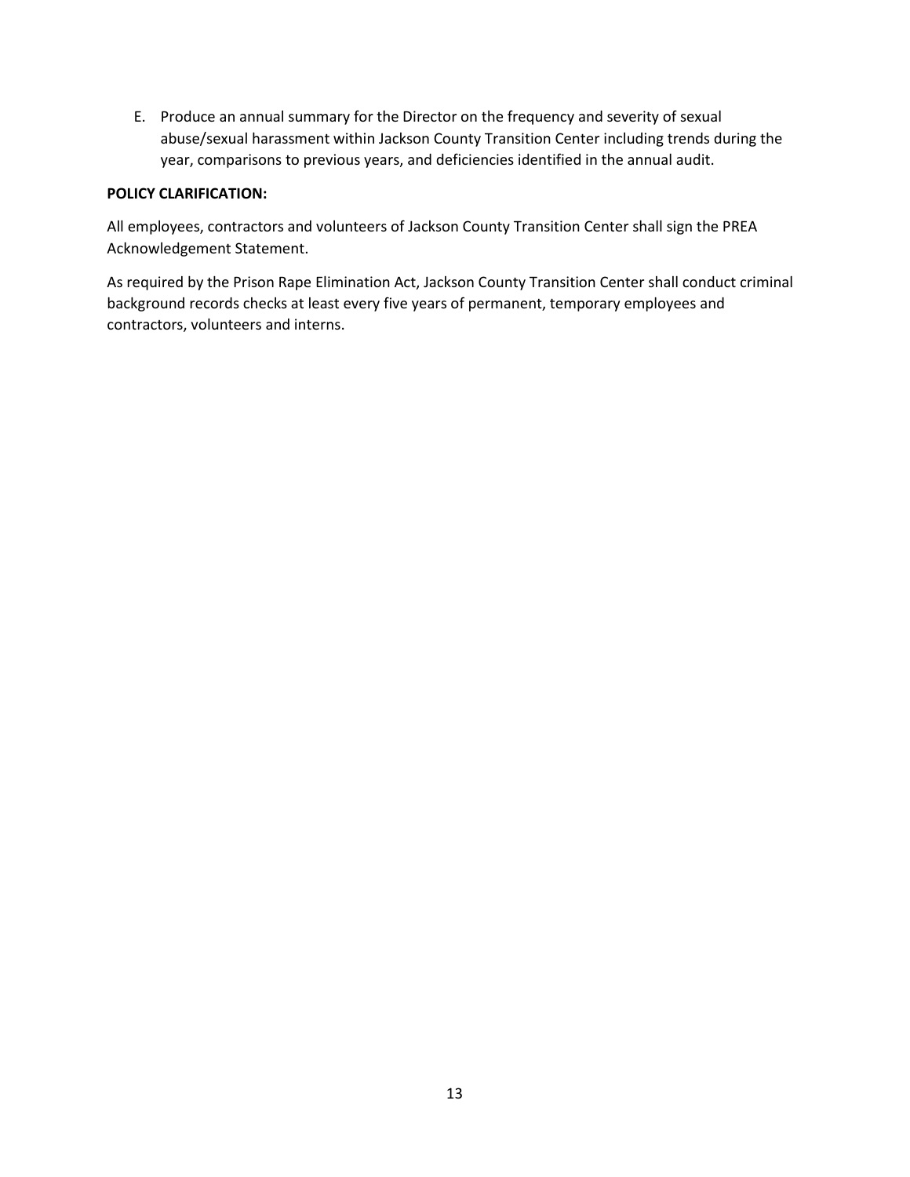E. Produce an annual summary for the Director on the frequency and severity of sexual abuse/sexual harassment within Jackson County Transition Center including trends during the year, comparisons to previous years, and deficiencies identified in the annual audit.

**POLICY CLARIFICATION:**

All employees, contractors and volunteers of Jackson County Transition Center shall sign the PREA Acknowledgement Statement.

As required by the Prison Rape Elimination Act, Jackson County Transition Center shall conduct criminal background records checks at least every five years of permanent, temporary employees and contractors, volunteers and interns.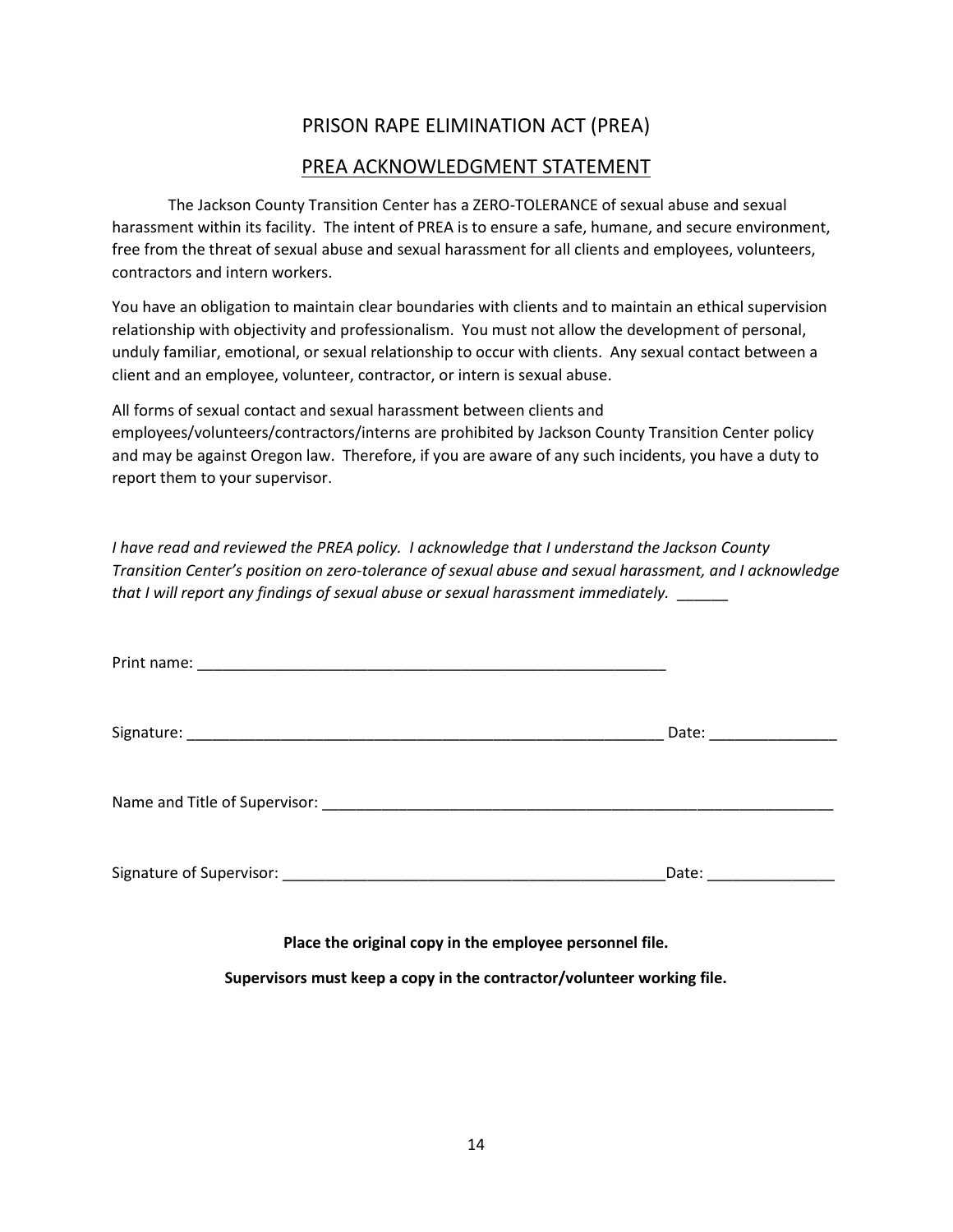# PRISON RAPE ELIMINATION ACT (PREA)

## PREA ACKNOWLEDGMENT STATEMENT

The Jackson County Transition Center has a ZERO-TOLERANCE of sexual abuse and sexual harassment within its facility. The intent of PREA is to ensure a safe, humane, and secure environment, free from the threat of sexual abuse and sexual harassment for all clients and employees, volunteers, contractors and intern workers.

You have an obligation to maintain clear boundaries with clients and to maintain an ethical supervision relationship with objectivity and professionalism. You must not allow the development of personal, unduly familiar, emotional, or sexual relationship to occur with clients. Any sexual contact between a client and an employee, volunteer, contractor, or intern is sexual abuse.

All forms of sexual contact and sexual harassment between clients and employees/volunteers/contractors/interns are prohibited by Jackson County Transition Center policy and may be against Oregon law. Therefore, if you are aware of any such incidents, you have a duty to report them to your supervisor.

*I have read and reviewed the PREA policy. I acknowledge that I understand the Jackson County Transition Center's position on zero-tolerance of sexual abuse and sexual harassment, and I acknowledge that I will report any findings of sexual abuse or sexual harassment immediately.* ______

Print name: ___________________________________________________________

Signature: ____________________________________________________________ Date: _______________

Name and Title of Supervisor: _______________________________________________________________

Signature of Supervisor: _______________________________________________Date: _______________

**Place the original copy in the employee personnel file.**

**Supervisors must keep a copy in the contractor/volunteer working file.**